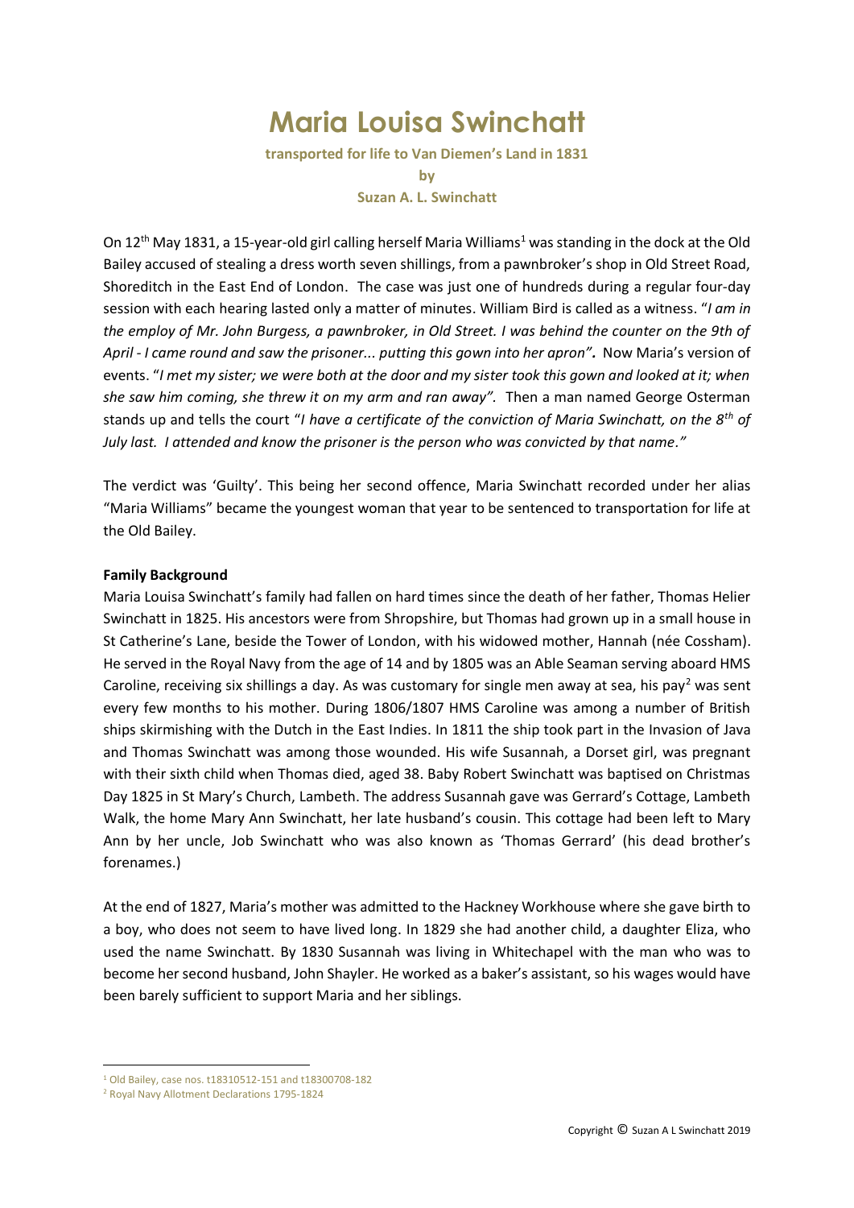# Maria Louisa Swinchatt

**transported for life to Van Diemen's Land in 1831**

**by**

**Suzan A. L. Swinchatt**

On 12th May 1831, a 15-year-old girl calling herself Maria Williams[1] was standing in the dock at the Old Bailey accused of stealing a dress worth seven shillings, from a pawnbroker's shop in Old Street Road, Shoreditch in the East End of London. The case was just one of hundreds during a regular four-day session with each hearing lasted only a matter of minutes. William Bird is called as a witness. "*I am in the employ of Mr. John Burgess, a pawnbroker, in Old Street. I was behind the counter on the 9th of April - I came round and saw the prisoner... putting this gown into her apron".* Now Maria's version of events. "*I met my sister; we were both at the door and my sister took this gown and looked at it; when she saw him coming, she threw it on my arm and ran away".* Then a man named George Osterman stands up and tells the court "*I have a certificate of the conviction of Maria Swinchatt, on the 8th of July last. I attended and know the prisoner is the person who was convicted by that name."*

The verdict was 'Guilty'. This being her second offence, Maria Swinchatt recorded under her alias "Maria Williams" became the youngest woman that year to be sentenced to transportation for life at the Old Bailey.

**Family Background**

Maria Louisa Swinchatt's family had fallen on hard times since the death of her father, Thomas Helier Swinchatt in 1825. His ancestors were from Shropshire, but Thomas had grown up in a small house in St Catherine's Lane, beside the Tower of London, with his widowed mother, Hannah (née Cossham). He served in the Royal Navy from the age of 14 and by 1805 was an Able Seaman serving aboard HMS Caroline, receiving six shillings a day. As was customary for single men away at sea, his pay[2] was sent every few months to his mother. During 1806/1807 HMS Caroline was among a number of British ships skirmishing with the Dutch in the East Indies. In 1811 the ship took part in the Invasion of Java and Thomas Swinchatt was among those wounded. His wife Susannah, a Dorset girl, was pregnant with their sixth child when Thomas died, aged 38. Baby Robert Swinchatt was baptised on Christmas Day 1825 in St Mary's Church, Lambeth. The address Susannah gave was Gerrard's Cottage, Lambeth Walk, the home Mary Ann Swinchatt, her late husband's cousin. This cottage had been left to Mary Ann by her uncle, Job Swinchatt who was also known as 'Thomas Gerrard' (his dead brother's forenames.)

At the end of 1827, Maria's mother was admitted to the Hackney Workhouse where she gave birth to a boy, who does not seem to have lived long. In 1829 she had another child, a daughter Eliza, who used the name Swinchatt. By 1830 Susannah was living in Whitechapel with the man who was to become her second husband, John Shayler. He worked as a baker's assistant, so his wages would have been barely sufficient to support Maria and her siblings.

[1] Old Bailey, case nos. t18310512-151 and t18300708-182

[2] Royal Navy Allotment Declarations 1795-1824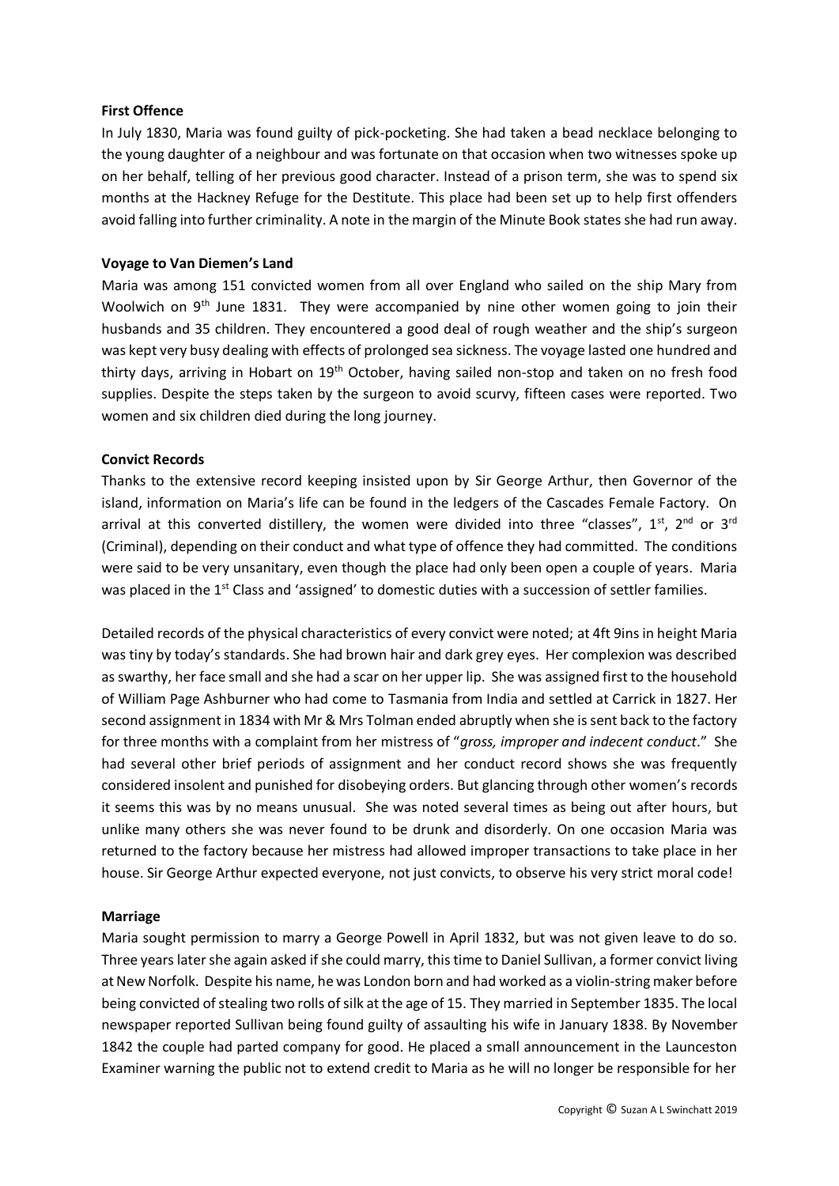**First Offence**

In July 1830, Maria was found guilty of pick-pocketing. She had taken a bead necklace belonging to the young daughter of a neighbour and was fortunate on that occasion when two witnesses spoke up on her behalf, telling of her previous good character. Instead of a prison term, she was to spend six months at the Hackney Refuge for the Destitute. This place had been set up to help first offenders avoid falling into further criminality. A note in the margin of the Minute Book states she had run away.

**Voyage to Van Diemen's Land**

Maria was among 151 convicted women from all over England who sailed on the ship Mary from Woolwich on 9th June 1831. They were accompanied by nine other women going to join their husbands and 35 children. They encountered a good deal of rough weather and the ship's surgeon was kept very busy dealing with effects of prolonged sea sickness. The voyage lasted one hundred and thirty days, arriving in Hobart on 19th October, having sailed non-stop and taken on no fresh food supplies. Despite the steps taken by the surgeon to avoid scurvy, fifteen cases were reported. Two women and six children died during the long journey.

**Convict Records**

Thanks to the extensive record keeping insisted upon by Sir George Arthur, then Governor of the island, information on Maria's life can be found in the ledgers of the Cascades Female Factory. On arrival at this converted distillery, the women were divided into three "classes", 1st, 2nd or 3rd (Criminal), depending on their conduct and what type of offence they had committed. The conditions were said to be very unsanitary, even though the place had only been open a couple of years. Maria was placed in the 1st Class and 'assigned' to domestic duties with a succession of settler families.

Detailed records of the physical characteristics of every convict were noted; at 4ft 9ins in height Maria was tiny by today's standards. She had brown hair and dark grey eyes. Her complexion was described as swarthy, her face small and she had a scar on her upper lip. She was assigned first to the household of William Page Ashburner who had come to Tasmania from India and settled at Carrick in 1827. Her second assignment in 1834 with Mr & Mrs Tolman ended abruptly when she is sent back to the factory for three months with a complaint from her mistress of "*gross, improper and indecent conduct*." She had several other brief periods of assignment and her conduct record shows she was frequently considered insolent and punished for disobeying orders. But glancing through other women's records it seems this was by no means unusual. She was noted several times as being out after hours, but unlike many others she was never found to be drunk and disorderly. On one occasion Maria was returned to the factory because her mistress had allowed improper transactions to take place in her house. Sir George Arthur expected everyone, not just convicts, to observe his very strict moral code!

**Marriage**

Maria sought permission to marry a George Powell in April 1832, but was not given leave to do so. Three years later she again asked if she could marry, this time to Daniel Sullivan, a former convict living at New Norfolk. Despite his name, he was London born and had worked as a violin-string maker before being convicted of stealing two rolls of silk at the age of 15. They married in September 1835. The local newspaper reported Sullivan being found guilty of assaulting his wife in January 1838. By November 1842 the couple had parted company for good. He placed a small announcement in the Launceston Examiner warning the public not to extend credit to Maria as he will no longer be responsible for her

Copyright © Suzan A L Swinchatt 2019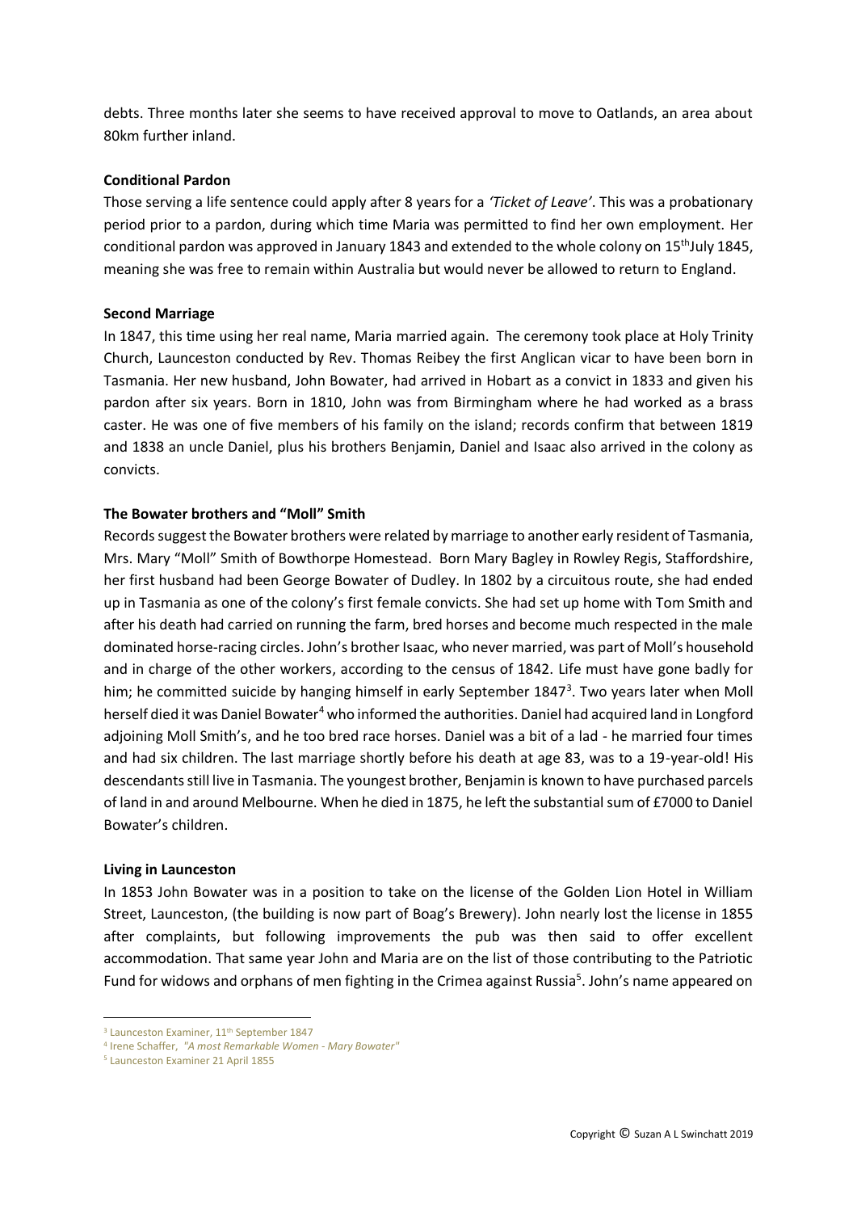debts. Three months later she seems to have received approval to move to Oatlands, an area about 80km further inland.

**Conditional Pardon**

Those serving a life sentence could apply after 8 years for a *'Ticket of Leave'*. This was a probationary period prior to a pardon, during which time Maria was permitted to find her own employment. Her conditional pardon was approved in January 1843 and extended to the whole colony on 15th July 1845, meaning she was free to remain within Australia but would never be allowed to return to England.

**Second Marriage**

In 1847, this time using her real name, Maria married again. The ceremony took place at Holy Trinity Church, Launceston conducted by Rev. Thomas Reibey the first Anglican vicar to have been born in Tasmania. Her new husband, John Bowater, had arrived in Hobart as a convict in 1833 and given his pardon after six years. Born in 1810, John was from Birmingham where he had worked as a brass caster. He was one of five members of his family on the island; records confirm that between 1819 and 1838 an uncle Daniel, plus his brothers Benjamin, Daniel and Isaac also arrived in the colony as convicts.

**The Bowater brothers and "Moll" Smith**

Records suggest the Bowater brothers were related by marriage to another early resident of Tasmania, Mrs. Mary "Moll" Smith of Bowthorpe Homestead. Born Mary Bagley in Rowley Regis, Staffordshire, her first husband had been George Bowater of Dudley. In 1802 by a circuitous route, she had ended up in Tasmania as one of the colony's first female convicts. She had set up home with Tom Smith and after his death had carried on running the farm, bred horses and become much respected in the male dominated horse-racing circles. John's brother Isaac, who never married, was part of Moll's household and in charge of the other workers, according to the census of 1842. Life must have gone badly for him; he committed suicide by hanging himself in early September 1847[3]. Two years later when Moll herself died it was Daniel Bowater[4] who informed the authorities. Daniel had acquired land in Longford adjoining Moll Smith's, and he too bred race horses. Daniel was a bit of a lad - he married four times and had six children. The last marriage shortly before his death at age 83, was to a 19-year-old! His descendants still live in Tasmania. The youngest brother, Benjamin is known to have purchased parcels of land in and around Melbourne. When he died in 1875, he left the substantial sum of £7000 to Daniel Bowater's children.

**Living in Launceston**

In 1853 John Bowater was in a position to take on the license of the Golden Lion Hotel in William Street, Launceston, (the building is now part of Boag's Brewery). John nearly lost the license in 1855 after complaints, but following improvements the pub was then said to offer excellent accommodation. That same year John and Maria are on the list of those contributing to the Patriotic Fund for widows and orphans of men fighting in the Crimea against Russia[5]. John's name appeared on

---

[3] Launceston Examiner, 11th September 1847

[4] Irene Schaffer, *"A most Remarkable Women - Mary Bowater"*

[5] Launceston Examiner 21 April 1855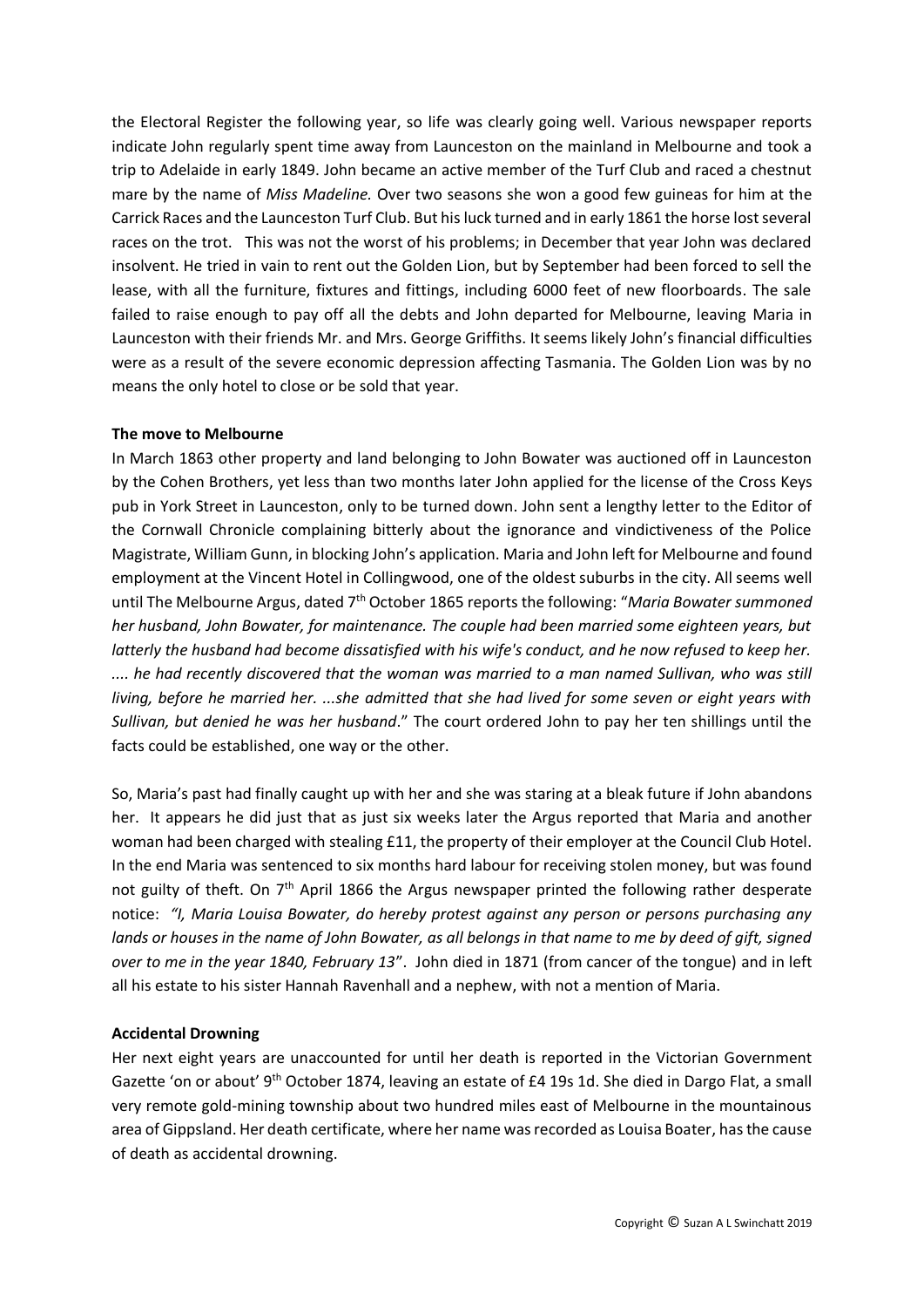the Electoral Register the following year, so life was clearly going well. Various newspaper reports indicate John regularly spent time away from Launceston on the mainland in Melbourne and took a trip to Adelaide in early 1849. John became an active member of the Turf Club and raced a chestnut mare by the name of *Miss Madeline.* Over two seasons she won a good few guineas for him at the Carrick Races and the Launceston Turf Club. But his luck turned and in early 1861 the horse lost several races on the trot. This was not the worst of his problems; in December that year John was declared insolvent. He tried in vain to rent out the Golden Lion, but by September had been forced to sell the lease, with all the furniture, fixtures and fittings, including 6000 feet of new floorboards. The sale failed to raise enough to pay off all the debts and John departed for Melbourne, leaving Maria in Launceston with their friends Mr. and Mrs. George Griffiths. It seems likely John's financial difficulties were as a result of the severe economic depression affecting Tasmania. The Golden Lion was by no means the only hotel to close or be sold that year.

**The move to Melbourne**

In March 1863 other property and land belonging to John Bowater was auctioned off in Launceston by the Cohen Brothers, yet less than two months later John applied for the license of the Cross Keys pub in York Street in Launceston, only to be turned down. John sent a lengthy letter to the Editor of the Cornwall Chronicle complaining bitterly about the ignorance and vindictiveness of the Police Magistrate, William Gunn, in blocking John's application. Maria and John left for Melbourne and found employment at the Vincent Hotel in Collingwood, one of the oldest suburbs in the city. All seems well until The Melbourne Argus, dated 7th October 1865 reports the following: "*Maria Bowater summoned her husband, John Bowater, for maintenance. The couple had been married some eighteen years, but latterly the husband had become dissatisfied with his wife's conduct, and he now refused to keep her. .... he had recently discovered that the woman was married to a man named Sullivan, who was still living, before he married her. ...she admitted that she had lived for some seven or eight years with Sullivan, but denied he was her husband*." The court ordered John to pay her ten shillings until the facts could be established, one way or the other.

So, Maria's past had finally caught up with her and she was staring at a bleak future if John abandons her. It appears he did just that as just six weeks later the Argus reported that Maria and another woman had been charged with stealing £11, the property of their employer at the Council Club Hotel. In the end Maria was sentenced to six months hard labour for receiving stolen money, but was found not guilty of theft. On 7th April 1866 the Argus newspaper printed the following rather desperate notice: *"I, Maria Louisa Bowater, do hereby protest against any person or persons purchasing any lands or houses in the name of John Bowater, as all belongs in that name to me by deed of gift, signed over to me in the year 1840, February 13*". John died in 1871 (from cancer of the tongue) and in left all his estate to his sister Hannah Ravenhall and a nephew, with not a mention of Maria.

**Accidental Drowning**

Her next eight years are unaccounted for until her death is reported in the Victorian Government Gazette 'on or about' 9th October 1874, leaving an estate of £4 19s 1d. She died in Dargo Flat, a small very remote gold-mining township about two hundred miles east of Melbourne in the mountainous area of Gippsland. Her death certificate, where her name was recorded as Louisa Boater, has the cause of death as accidental drowning.

Copyright © Suzan A L Swinchatt 2019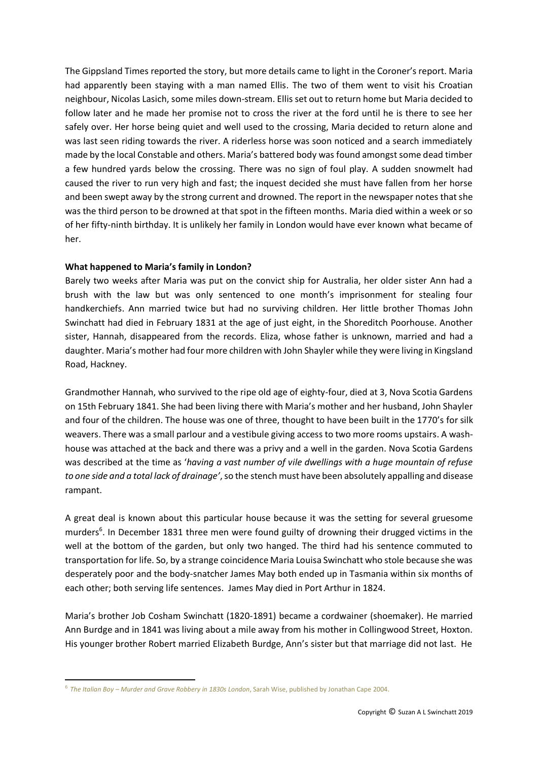The Gippsland Times reported the story, but more details came to light in the Coroner's report. Maria had apparently been staying with a man named Ellis. The two of them went to visit his Croatian neighbour, Nicolas Lasich, some miles down-stream. Ellis set out to return home but Maria decided to follow later and he made her promise not to cross the river at the ford until he is there to see her safely over. Her horse being quiet and well used to the crossing, Maria decided to return alone and was last seen riding towards the river. A riderless horse was soon noticed and a search immediately made by the local Constable and others. Maria's battered body was found amongst some dead timber a few hundred yards below the crossing. There was no sign of foul play. A sudden snowmelt had caused the river to run very high and fast; the inquest decided she must have fallen from her horse and been swept away by the strong current and drowned. The report in the newspaper notes that she was the third person to be drowned at that spot in the fifteen months. Maria died within a week or so of her fifty-ninth birthday. It is unlikely her family in London would have ever known what became of her.

**What happened to Maria's family in London?**

Barely two weeks after Maria was put on the convict ship for Australia, her older sister Ann had a brush with the law but was only sentenced to one month's imprisonment for stealing four handkerchiefs. Ann married twice but had no surviving children. Her little brother Thomas John Swinchatt had died in February 1831 at the age of just eight, in the Shoreditch Poorhouse. Another sister, Hannah, disappeared from the records. Eliza, whose father is unknown, married and had a daughter. Maria's mother had four more children with John Shayler while they were living in Kingsland Road, Hackney.

Grandmother Hannah, who survived to the ripe old age of eighty-four, died at 3, Nova Scotia Gardens on 15th February 1841. She had been living there with Maria's mother and her husband, John Shayler and four of the children. The house was one of three, thought to have been built in the 1770's for silk weavers. There was a small parlour and a vestibule giving access to two more rooms upstairs. A wash-house was attached at the back and there was a privy and a well in the garden. Nova Scotia Gardens was described at the time as '*having a vast number of vile dwellings with a huge mountain of refuse to one side and a total lack of drainage'*, so the stench must have been absolutely appalling and disease rampant.

A great deal is known about this particular house because it was the setting for several gruesome murders[6]. In December 1831 three men were found guilty of drowning their drugged victims in the well at the bottom of the garden, but only two hanged. The third had his sentence commuted to transportation for life. So, by a strange coincidence Maria Louisa Swinchatt who stole because she was desperately poor and the body-snatcher James May both ended up in Tasmania within six months of each other; both serving life sentences. James May died in Port Arthur in 1824.

Maria's brother Job Cosham Swinchatt (1820-1891) became a cordwainer (shoemaker). He married Ann Burdge and in 1841 was living about a mile away from his mother in Collingwood Street, Hoxton. His younger brother Robert married Elizabeth Burdge, Ann's sister but that marriage did not last. He

---

[6] *The Italian Boy – Murder and Grave Robbery in 1830s London*, Sarah Wise, published by Jonathan Cape 2004.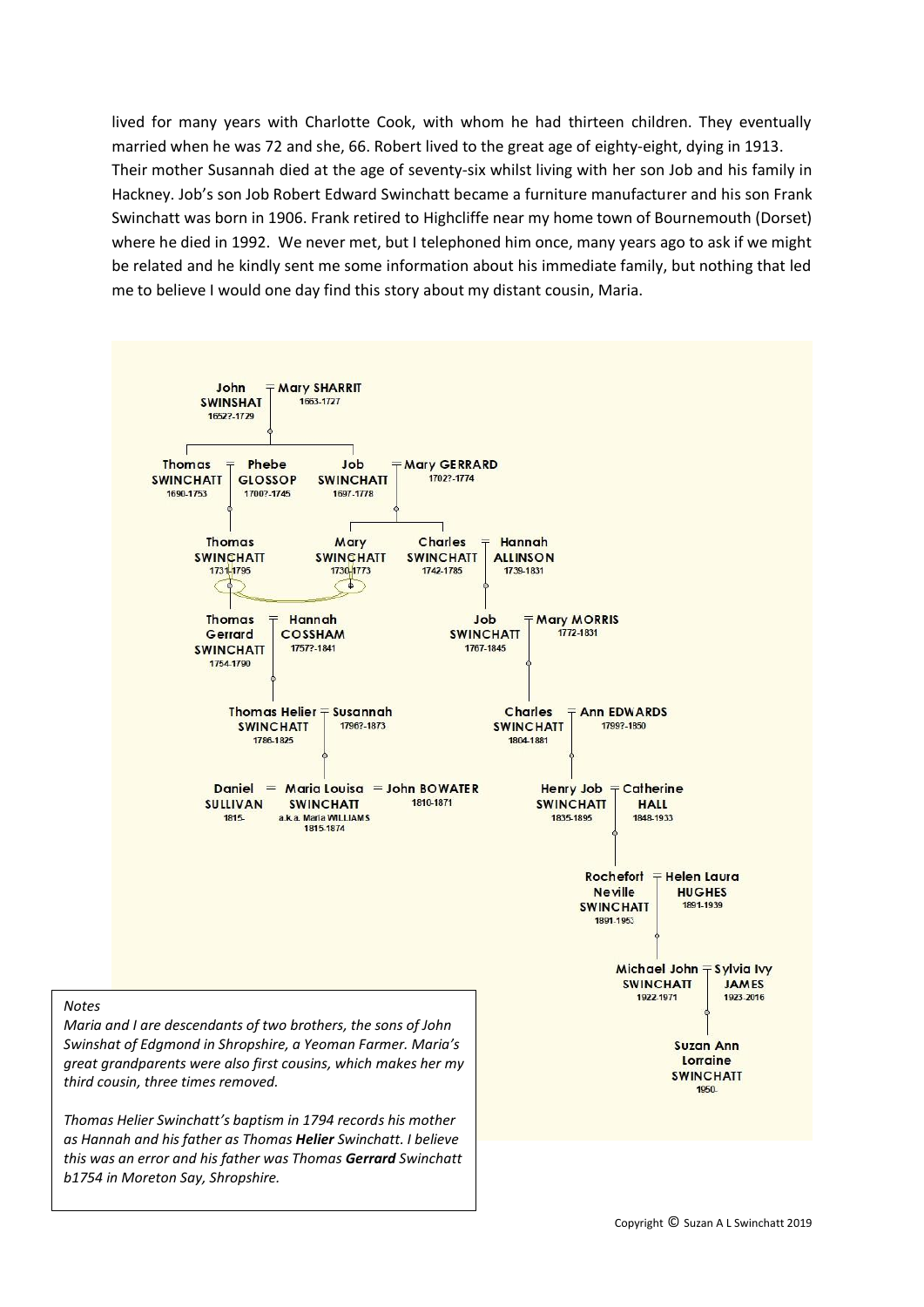lived for many years with Charlotte Cook, with whom he had thirteen children. They eventually married when he was 72 and she, 66. Robert lived to the great age of eighty-eight, dying in 1913.

Their mother Susannah died at the age of seventy-six whilst living with her son Job and his family in Hackney. Job's son Job Robert Edward Swinchatt became a furniture manufacturer and his son Frank Swinchatt was born in 1906. Frank retired to Highcliffe near my home town of Bournemouth (Dorset) where he died in 1992. We never met, but I telephoned him once, many years ago to ask if we might be related and he kindly sent me some information about his immediate family, but nothing that led me to believe I would one day find this story about my distant cousin, Maria.

John SWINSHAT 1652?-1729 = Mary SHARRIT 1663-1727

Thomas SWINCHATT 1690-1753 = Phebe GLOSSOP 1700?-1745

Job SWINCHATT 1697-1778 = Mary GERRARD 1702?-1774

Thomas SWINCHATT 1731-1795

Mary SWINCHATT 1730-1773

Charles SWINCHATT 1742-1785 = Hannah ALLINSON 1739-1831

Thomas Gerrard SWINCHATT 1754-1790 = Hannah COSSHAM 1757?-1841

Job SWINCHATT 1767-1845 = Mary MORRIS 1772-1831

Thomas Helier SWINCHATT 1786-1825 = Susannah 1796?-1873

Charles SWINCHATT 1804-1881 = Ann EDWARDS 1799?-1850

Daniel SULLIVAN 1815- = Maria Louisa SWINCHATT a.k.a. Maria WILLIAMS 1815-1874 = John BOWATER 1810-1871

Henry Job SWINCHATT 1835-1895 = Catherine HALL 1848-1933

Rochefort Neville SWINCHATT 1891-1953 = Helen Laura HUGHES 1891-1939

Michael John SWINCHATT 1922-1971 = Sylvia Ivy JAMES 1923-2016

Suzan Ann Lorraine SWINCHATT 1950-

*Notes*

*Maria and I are descendants of two brothers, the sons of John Swinshat of Edgmond in Shropshire, a Yeoman Farmer. Maria's great grandparents were also first cousins, which makes her my third cousin, three times removed.*

*Thomas Helier Swinchatt's baptism in 1794 records his mother as Hannah and his father as Thomas **Helier** Swinchatt. I believe this was an error and his father was Thomas **Gerrard** Swinchatt b1754 in Moreton Say, Shropshire.*

Copyright © Suzan A L Swinchatt 2019